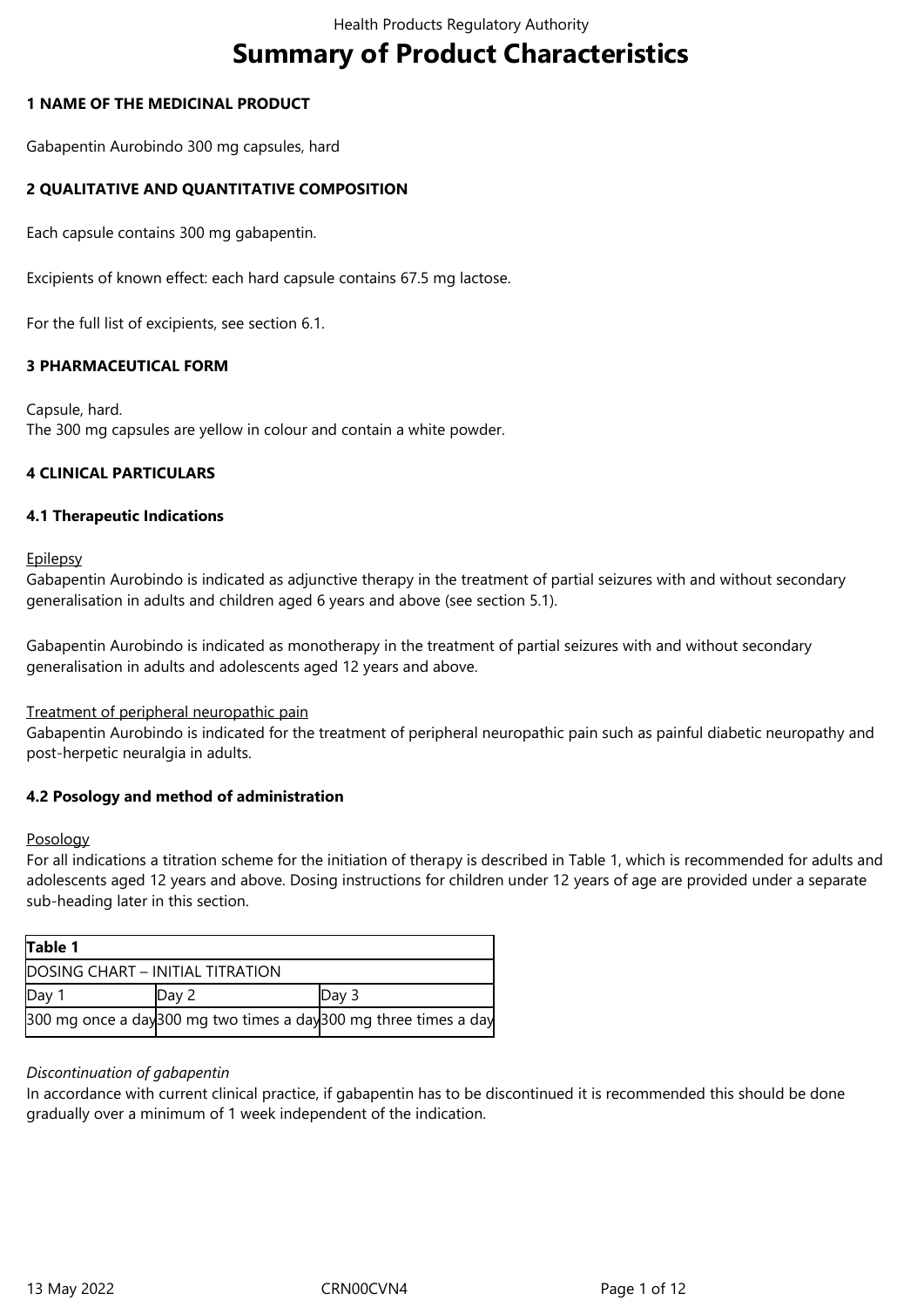# Summary of Product Characteristics

## 1 NAME OF THE MEDICINAL PRODUCT

Gabapentin Aurobindo 300 mg capsules, hard

## 2 QUALITATIVE AND QUANTITATIVE COMPOSITION

Each capsule contains 300 mg gabapentin.

Excipients of known effect: each hard capsule contains 67.5 mg lactose.

For the full list of excipients, see section 6.1.

## 3 PHARMACEUTICAL FORM

Capsule, hard.
The 300 mg capsules are yellow in colour and contain a white powder.

## 4 CLINICAL PARTICULARS

### 4.1 Therapeutic Indications

Epilepsy
Gabapentin Aurobindo is indicated as adjunctive therapy in the treatment of partial seizures with and without secondary generalisation in adults and children aged 6 years and above (see section 5.1).

Gabapentin Aurobindo is indicated as monotherapy in the treatment of partial seizures with and without secondary generalisation in adults and adolescents aged 12 years and above.

Treatment of peripheral neuropathic pain
Gabapentin Aurobindo is indicated for the treatment of peripheral neuropathic pain such as painful diabetic neuropathy and post-herpetic neuralgia in adults.

### 4.2 Posology and method of administration

Posology
For all indications a titration scheme for the initiation of therapy is described in Table 1, which is recommended for adults and adolescents aged 12 years and above. Dosing instructions for children under 12 years of age are provided under a separate sub-heading later in this section.

| **Table 1** | | |
|---|---|---|
| DOSING CHART – INITIAL TITRATION | | |
| Day 1 | Day 2 | Day 3 |
| 300 mg once a day | 300 mg two times a day | 300 mg three times a day |

*Discontinuation of gabapentin*
In accordance with current clinical practice, if gabapentin has to be discontinued it is recommended this should be done gradually over a minimum of 1 week independent of the indication.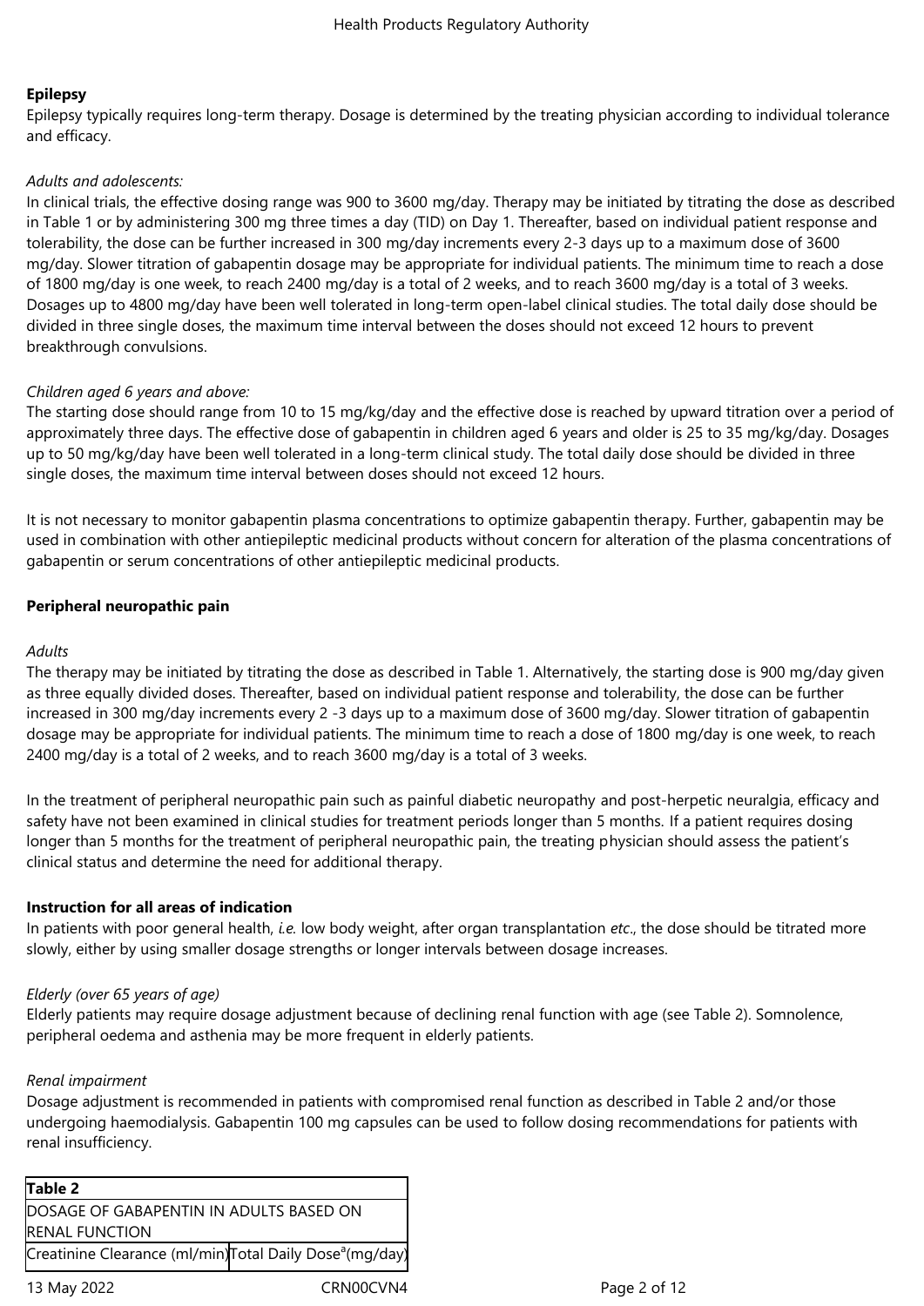**Epilepsy**

Epilepsy typically requires long-term therapy. Dosage is determined by the treating physician according to individual tolerance and efficacy.

*Adults and adolescents:*

In clinical trials, the effective dosing range was 900 to 3600 mg/day. Therapy may be initiated by titrating the dose as described in Table 1 or by administering 300 mg three times a day (TID) on Day 1. Thereafter, based on individual patient response and tolerability, the dose can be further increased in 300 mg/day increments every 2-3 days up to a maximum dose of 3600 mg/day. Slower titration of gabapentin dosage may be appropriate for individual patients. The minimum time to reach a dose of 1800 mg/day is one week, to reach 2400 mg/day is a total of 2 weeks, and to reach 3600 mg/day is a total of 3 weeks. Dosages up to 4800 mg/day have been well tolerated in long-term open-label clinical studies. The total daily dose should be divided in three single doses, the maximum time interval between the doses should not exceed 12 hours to prevent breakthrough convulsions.

*Children aged 6 years and above:*

The starting dose should range from 10 to 15 mg/kg/day and the effective dose is reached by upward titration over a period of approximately three days. The effective dose of gabapentin in children aged 6 years and older is 25 to 35 mg/kg/day. Dosages up to 50 mg/kg/day have been well tolerated in a long-term clinical study. The total daily dose should be divided in three single doses, the maximum time interval between doses should not exceed 12 hours.

It is not necessary to monitor gabapentin plasma concentrations to optimize gabapentin therapy. Further, gabapentin may be used in combination with other antiepileptic medicinal products without concern for alteration of the plasma concentrations of gabapentin or serum concentrations of other antiepileptic medicinal products.

**Peripheral neuropathic pain**

*Adults*

The therapy may be initiated by titrating the dose as described in Table 1. Alternatively, the starting dose is 900 mg/day given as three equally divided doses. Thereafter, based on individual patient response and tolerability, the dose can be further increased in 300 mg/day increments every 2 -3 days up to a maximum dose of 3600 mg/day. Slower titration of gabapentin dosage may be appropriate for individual patients. The minimum time to reach a dose of 1800 mg/day is one week, to reach 2400 mg/day is a total of 2 weeks, and to reach 3600 mg/day is a total of 3 weeks.

In the treatment of peripheral neuropathic pain such as painful diabetic neuropathy and post-herpetic neuralgia, efficacy and safety have not been examined in clinical studies for treatment periods longer than 5 months. If a patient requires dosing longer than 5 months for the treatment of peripheral neuropathic pain, the treating physician should assess the patient's clinical status and determine the need for additional therapy.

**Instruction for all areas of indication**

In patients with poor general health, *i.e.* low body weight, after organ transplantation *etc*., the dose should be titrated more slowly, either by using smaller dosage strengths or longer intervals between dosage increases.

*Elderly (over 65 years of age)*

Elderly patients may require dosage adjustment because of declining renal function with age (see Table 2). Somnolence, peripheral oedema and asthenia may be more frequent in elderly patients.

*Renal impairment*

Dosage adjustment is recommended in patients with compromised renal function as described in Table 2 and/or those undergoing haemodialysis. Gabapentin 100 mg capsules can be used to follow dosing recommendations for patients with renal insufficiency.

| **Table 2** | |
|---|---|
| DOSAGE OF GABAPENTIN IN ADULTS BASED ON RENAL FUNCTION | |
| Creatinine Clearance (ml/min) | Total Daily Dose[a] (mg/day) |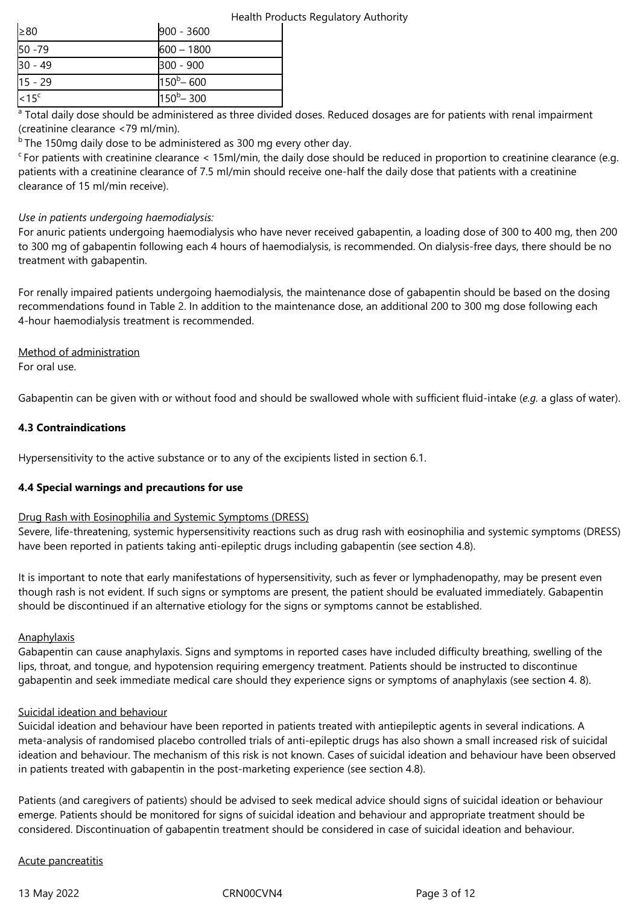| | |
|---|---|
| ≥80 | 900 - 3600 |
| 50 -79 | 600 – 1800 |
| 30 - 49 | 300 - 900 |
| 15 - 29 | 150[b]– 600 |
| <15[c] | 150[b]– 300 |

[a] Total daily dose should be administered as three divided doses. Reduced dosages are for patients with renal impairment (creatinine clearance <79 ml/min).

[b] The 150mg daily dose to be administered as 300 mg every other day.

[c] For patients with creatinine clearance < 15ml/min, the daily dose should be reduced in proportion to creatinine clearance (e.g. patients with a creatinine clearance of 7.5 ml/min should receive one-half the daily dose that patients with a creatinine clearance of 15 ml/min receive).

*Use in patients undergoing haemodialysis:*

For anuric patients undergoing haemodialysis who have never received gabapentin, a loading dose of 300 to 400 mg, then 200 to 300 mg of gabapentin following each 4 hours of haemodialysis, is recommended. On dialysis-free days, there should be no treatment with gabapentin.

For renally impaired patients undergoing haemodialysis, the maintenance dose of gabapentin should be based on the dosing recommendations found in Table 2. In addition to the maintenance dose, an additional 200 to 300 mg dose following each 4-hour haemodialysis treatment is recommended.

Method of administration

For oral use.

Gabapentin can be given with or without food and should be swallowed whole with sufficient fluid-intake (*e.g.* a glass of water).

**4.3 Contraindications**

Hypersensitivity to the active substance or to any of the excipients listed in section 6.1.

**4.4 Special warnings and precautions for use**

Drug Rash with Eosinophilia and Systemic Symptoms (DRESS)

Severe, life-threatening, systemic hypersensitivity reactions such as drug rash with eosinophilia and systemic symptoms (DRESS) have been reported in patients taking anti-epileptic drugs including gabapentin (see section 4.8).

It is important to note that early manifestations of hypersensitivity, such as fever or lymphadenopathy, may be present even though rash is not evident. If such signs or symptoms are present, the patient should be evaluated immediately. Gabapentin should be discontinued if an alternative etiology for the signs or symptoms cannot be established.

Anaphylaxis

Gabapentin can cause anaphylaxis. Signs and symptoms in reported cases have included difficulty breathing, swelling of the lips, throat, and tongue, and hypotension requiring emergency treatment. Patients should be instructed to discontinue gabapentin and seek immediate medical care should they experience signs or symptoms of anaphylaxis (see section 4. 8).

Suicidal ideation and behaviour

Suicidal ideation and behaviour have been reported in patients treated with antiepileptic agents in several indications. A meta-analysis of randomised placebo controlled trials of anti-epileptic drugs has also shown a small increased risk of suicidal ideation and behaviour. The mechanism of this risk is not known. Cases of suicidal ideation and behaviour have been observed in patients treated with gabapentin in the post-marketing experience (see section 4.8).

Patients (and caregivers of patients) should be advised to seek medical advice should signs of suicidal ideation or behaviour emerge. Patients should be monitored for signs of suicidal ideation and behaviour and appropriate treatment should be considered. Discontinuation of gabapentin treatment should be considered in case of suicidal ideation and behaviour.

Acute pancreatitis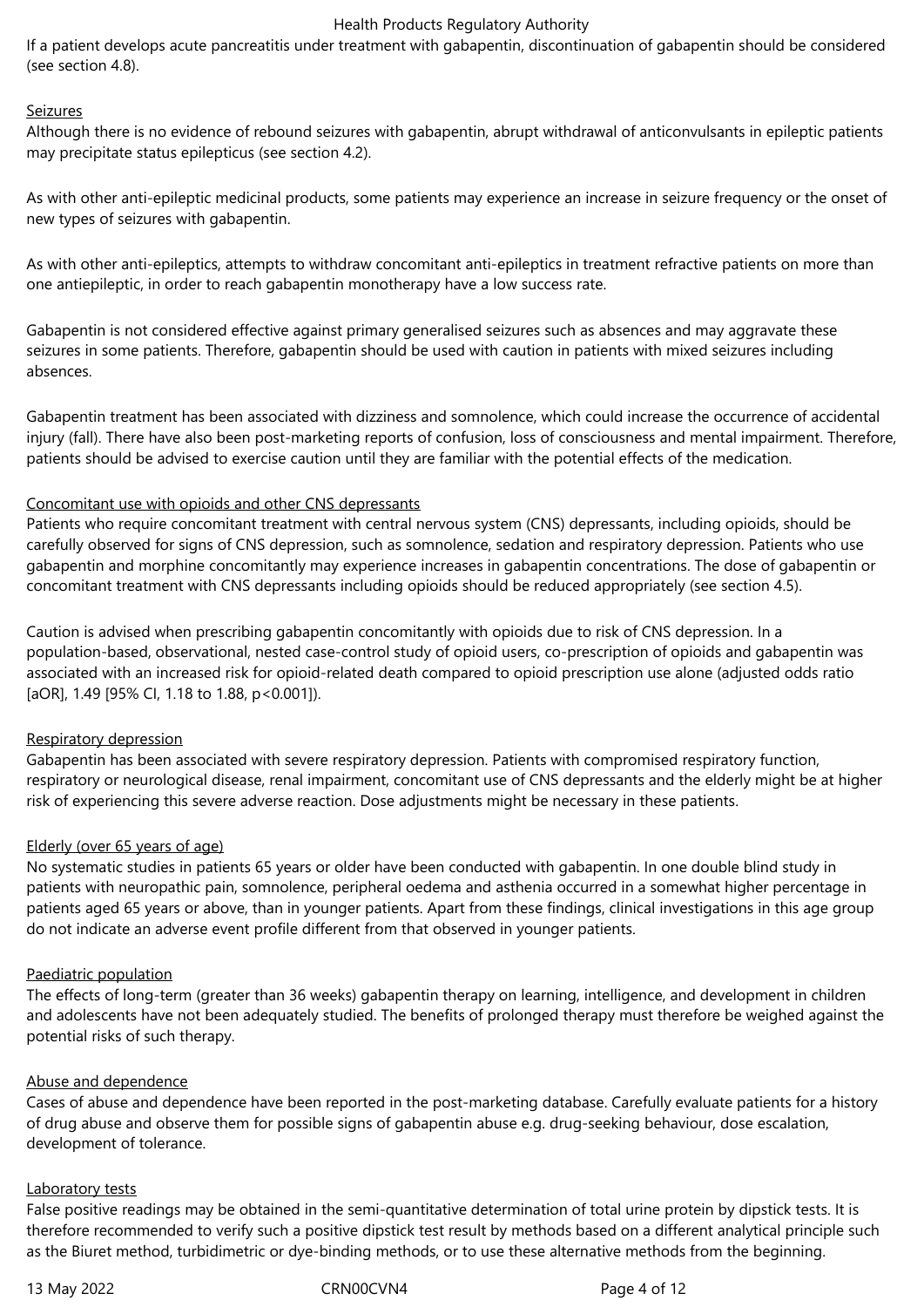If a patient develops acute pancreatitis under treatment with gabapentin, discontinuation of gabapentin should be considered (see section 4.8).

Seizures

Although there is no evidence of rebound seizures with gabapentin, abrupt withdrawal of anticonvulsants in epileptic patients may precipitate status epilepticus (see section 4.2).

As with other anti-epileptic medicinal products, some patients may experience an increase in seizure frequency or the onset of new types of seizures with gabapentin.

As with other anti-epileptics, attempts to withdraw concomitant anti-epileptics in treatment refractive patients on more than one antiepileptic, in order to reach gabapentin monotherapy have a low success rate.

Gabapentin is not considered effective against primary generalised seizures such as absences and may aggravate these seizures in some patients. Therefore, gabapentin should be used with caution in patients with mixed seizures including absences.

Gabapentin treatment has been associated with dizziness and somnolence, which could increase the occurrence of accidental injury (fall). There have also been post-marketing reports of confusion, loss of consciousness and mental impairment. Therefore, patients should be advised to exercise caution until they are familiar with the potential effects of the medication.

Concomitant use with opioids and other CNS depressants

Patients who require concomitant treatment with central nervous system (CNS) depressants, including opioids, should be carefully observed for signs of CNS depression, such as somnolence, sedation and respiratory depression. Patients who use gabapentin and morphine concomitantly may experience increases in gabapentin concentrations. The dose of gabapentin or concomitant treatment with CNS depressants including opioids should be reduced appropriately (see section 4.5).

Caution is advised when prescribing gabapentin concomitantly with opioids due to risk of CNS depression. In a population-based, observational, nested case-control study of opioid users, co-prescription of opioids and gabapentin was associated with an increased risk for opioid-related death compared to opioid prescription use alone (adjusted odds ratio [aOR], 1.49 [95% CI, 1.18 to 1.88, $p<0.001$]).

Respiratory depression

Gabapentin has been associated with severe respiratory depression. Patients with compromised respiratory function, respiratory or neurological disease, renal impairment, concomitant use of CNS depressants and the elderly might be at higher risk of experiencing this severe adverse reaction. Dose adjustments might be necessary in these patients.

Elderly (over 65 years of age)

No systematic studies in patients 65 years or older have been conducted with gabapentin. In one double blind study in patients with neuropathic pain, somnolence, peripheral oedema and asthenia occurred in a somewhat higher percentage in patients aged 65 years or above, than in younger patients. Apart from these findings, clinical investigations in this age group do not indicate an adverse event profile different from that observed in younger patients.

Paediatric population

The effects of long-term (greater than 36 weeks) gabapentin therapy on learning, intelligence, and development in children and adolescents have not been adequately studied. The benefits of prolonged therapy must therefore be weighed against the potential risks of such therapy.

Abuse and dependence

Cases of abuse and dependence have been reported in the post-marketing database. Carefully evaluate patients for a history of drug abuse and observe them for possible signs of gabapentin abuse e.g. drug-seeking behaviour, dose escalation, development of tolerance.

Laboratory tests

False positive readings may be obtained in the semi-quantitative determination of total urine protein by dipstick tests. It is therefore recommended to verify such a positive dipstick test result by methods based on a different analytical principle such as the Biuret method, turbidimetric or dye-binding methods, or to use these alternative methods from the beginning.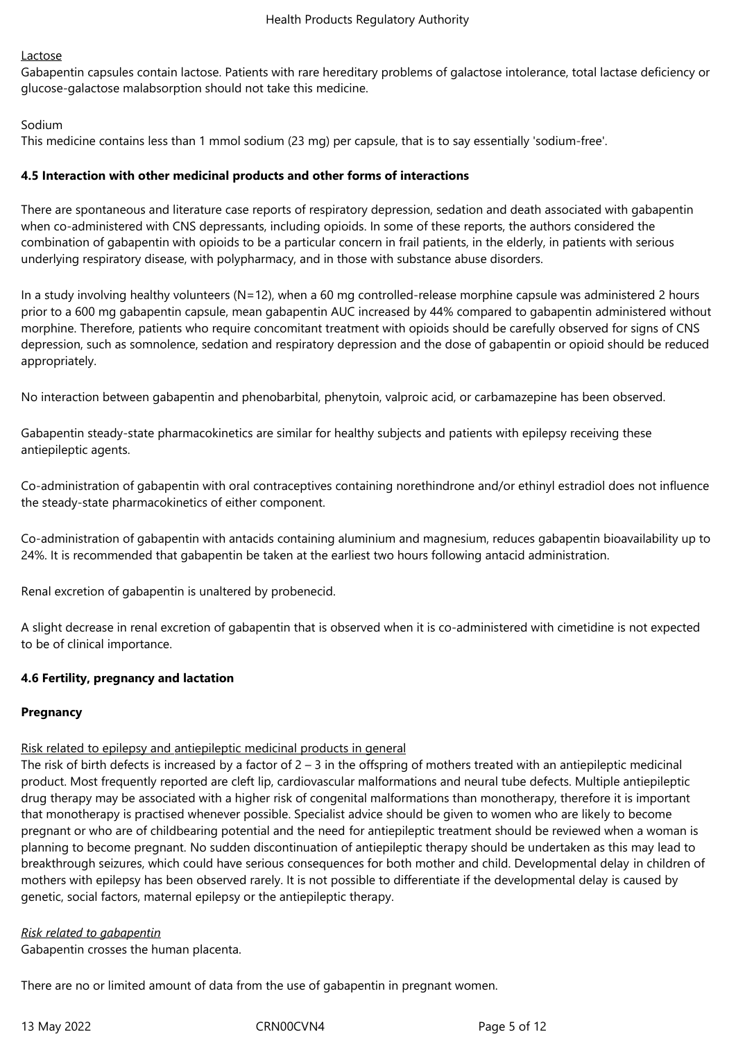Lactose

Gabapentin capsules contain lactose. Patients with rare hereditary problems of galactose intolerance, total lactase deficiency or glucose-galactose malabsorption should not take this medicine.

Sodium

This medicine contains less than 1 mmol sodium (23 mg) per capsule, that is to say essentially 'sodium-free'.

**4.5 Interaction with other medicinal products and other forms of interactions**

There are spontaneous and literature case reports of respiratory depression, sedation and death associated with gabapentin when co-administered with CNS depressants, including opioids. In some of these reports, the authors considered the combination of gabapentin with opioids to be a particular concern in frail patients, in the elderly, in patients with serious underlying respiratory disease, with polypharmacy, and in those with substance abuse disorders.

In a study involving healthy volunteers (N=12), when a 60 mg controlled-release morphine capsule was administered 2 hours prior to a 600 mg gabapentin capsule, mean gabapentin AUC increased by 44% compared to gabapentin administered without morphine. Therefore, patients who require concomitant treatment with opioids should be carefully observed for signs of CNS depression, such as somnolence, sedation and respiratory depression and the dose of gabapentin or opioid should be reduced appropriately.

No interaction between gabapentin and phenobarbital, phenytoin, valproic acid, or carbamazepine has been observed.

Gabapentin steady-state pharmacokinetics are similar for healthy subjects and patients with epilepsy receiving these antiepileptic agents.

Co-administration of gabapentin with oral contraceptives containing norethindrone and/or ethinyl estradiol does not influence the steady-state pharmacokinetics of either component.

Co-administration of gabapentin with antacids containing aluminium and magnesium, reduces gabapentin bioavailability up to 24%. It is recommended that gabapentin be taken at the earliest two hours following antacid administration.

Renal excretion of gabapentin is unaltered by probenecid.

A slight decrease in renal excretion of gabapentin that is observed when it is co-administered with cimetidine is not expected to be of clinical importance.

**4.6 Fertility, pregnancy and lactation**

**Pregnancy**

Risk related to epilepsy and antiepileptic medicinal products in general

The risk of birth defects is increased by a factor of 2 – 3 in the offspring of mothers treated with an antiepileptic medicinal product. Most frequently reported are cleft lip, cardiovascular malformations and neural tube defects. Multiple antiepileptic drug therapy may be associated with a higher risk of congenital malformations than monotherapy, therefore it is important that monotherapy is practised whenever possible. Specialist advice should be given to women who are likely to become pregnant or who are of childbearing potential and the need for antiepileptic treatment should be reviewed when a woman is planning to become pregnant. No sudden discontinuation of antiepileptic therapy should be undertaken as this may lead to breakthrough seizures, which could have serious consequences for both mother and child. Developmental delay in children of mothers with epilepsy has been observed rarely. It is not possible to differentiate if the developmental delay is caused by genetic, social factors, maternal epilepsy or the antiepileptic therapy.

*Risk related to gabapentin*

Gabapentin crosses the human placenta.

There are no or limited amount of data from the use of gabapentin in pregnant women.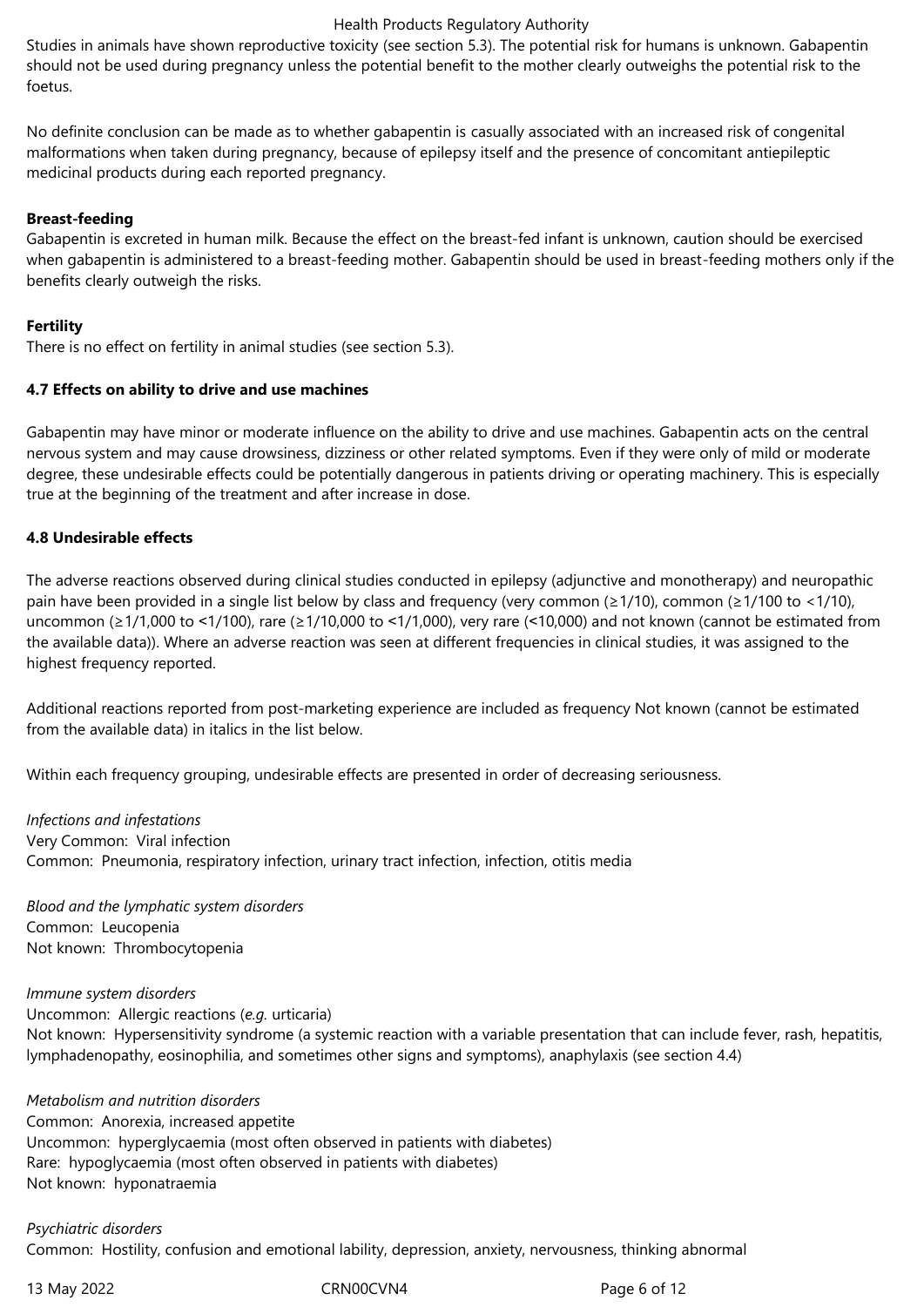Studies in animals have shown reproductive toxicity (see section 5.3). The potential risk for humans is unknown. Gabapentin should not be used during pregnancy unless the potential benefit to the mother clearly outweighs the potential risk to the foetus.

No definite conclusion can be made as to whether gabapentin is casually associated with an increased risk of congenital malformations when taken during pregnancy, because of epilepsy itself and the presence of concomitant antiepileptic medicinal products during each reported pregnancy.

**Breast-feeding**
Gabapentin is excreted in human milk. Because the effect on the breast-fed infant is unknown, caution should be exercised when gabapentin is administered to a breast-feeding mother. Gabapentin should be used in breast-feeding mothers only if the benefits clearly outweigh the risks.

**Fertility**
There is no effect on fertility in animal studies (see section 5.3).

**4.7 Effects on ability to drive and use machines**

Gabapentin may have minor or moderate influence on the ability to drive and use machines. Gabapentin acts on the central nervous system and may cause drowsiness, dizziness or other related symptoms. Even if they were only of mild or moderate degree, these undesirable effects could be potentially dangerous in patients driving or operating machinery. This is especially true at the beginning of the treatment and after increase in dose.

**4.8 Undesirable effects**

The adverse reactions observed during clinical studies conducted in epilepsy (adjunctive and monotherapy) and neuropathic pain have been provided in a single list below by class and frequency (very common (≥1/10), common (≥1/100 to <1/10), uncommon (≥1/1,000 to <1/100), rare (≥1/10,000 to <1/1,000), very rare (<10,000) and not known (cannot be estimated from the available data)). Where an adverse reaction was seen at different frequencies in clinical studies, it was assigned to the highest frequency reported.

Additional reactions reported from post-marketing experience are included as frequency Not known (cannot be estimated from the available data) in italics in the list below.

Within each frequency grouping, undesirable effects are presented in order of decreasing seriousness.

*Infections and infestations*
Very Common: Viral infection
Common: Pneumonia, respiratory infection, urinary tract infection, infection, otitis media

*Blood and the lymphatic system disorders*
Common: Leucopenia
Not known: Thrombocytopenia

*Immune system disorders*
Uncommon: Allergic reactions (*e.g.* urticaria)
Not known: Hypersensitivity syndrome (a systemic reaction with a variable presentation that can include fever, rash, hepatitis, lymphadenopathy, eosinophilia, and sometimes other signs and symptoms), anaphylaxis (see section 4.4)

*Metabolism and nutrition disorders*
Common: Anorexia, increased appetite
Uncommon: hyperglycaemia (most often observed in patients with diabetes)
Rare: hypoglycaemia (most often observed in patients with diabetes)
Not known: hyponatraemia

*Psychiatric disorders*
Common: Hostility, confusion and emotional lability, depression, anxiety, nervousness, thinking abnormal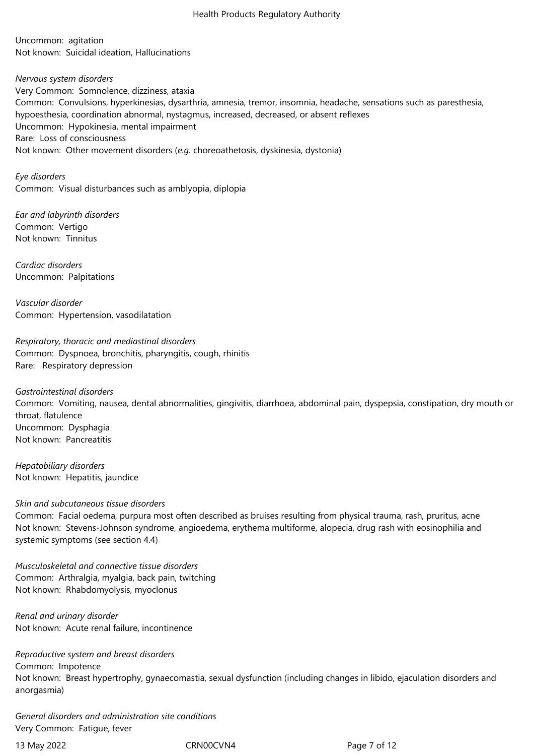Uncommon: agitation
Not known: Suicidal ideation, Hallucinations

*Nervous system disorders*
Very Common: Somnolence, dizziness, ataxia
Common: Convulsions, hyperkinesias, dysarthria, amnesia, tremor, insomnia, headache, sensations such as paresthesia, hypoesthesia, coordination abnormal, nystagmus, increased, decreased, or absent reflexes
Uncommon: Hypokinesia, mental impairment
Rare: Loss of consciousness
Not known: Other movement disorders (*e.g.* choreoathetosis, dyskinesia, dystonia)

*Eye disorders*
Common: Visual disturbances such as amblyopia, diplopia

*Ear and labyrinth disorders*
Common: Vertigo
Not known: Tinnitus

*Cardiac disorders*
Uncommon: Palpitations

*Vascular disorder*
Common: Hypertension, vasodilatation

*Respiratory, thoracic and mediastinal disorders*
Common: Dyspnoea, bronchitis, pharyngitis, cough, rhinitis
Rare: Respiratory depression

*Gastrointestinal disorders*
Common: Vomiting, nausea, dental abnormalities, gingivitis, diarrhoea, abdominal pain, dyspepsia, constipation, dry mouth or throat, flatulence
Uncommon: Dysphagia
Not known: Pancreatitis

*Hepatobiliary disorders*
Not known: Hepatitis, jaundice

*Skin and subcutaneous tissue disorders*
Common: Facial oedema, purpura most often described as bruises resulting from physical trauma, rash, pruritus, acne
Not known: Stevens-Johnson syndrome, angioedema, erythema multiforme, alopecia, drug rash with eosinophilia and systemic symptoms (see section 4.4)

*Musculoskeletal and connective tissue disorders*
Common: Arthralgia, myalgia, back pain, twitching
Not known: Rhabdomyolysis, myoclonus

*Renal and urinary disorder*
Not known: Acute renal failure, incontinence

*Reproductive system and breast disorders*
Common: Impotence
Not known: Breast hypertrophy, gynaecomastia, sexual dysfunction (including changes in libido, ejaculation disorders and anorgasmia)

*General disorders and administration site conditions*
Very Common: Fatigue, fever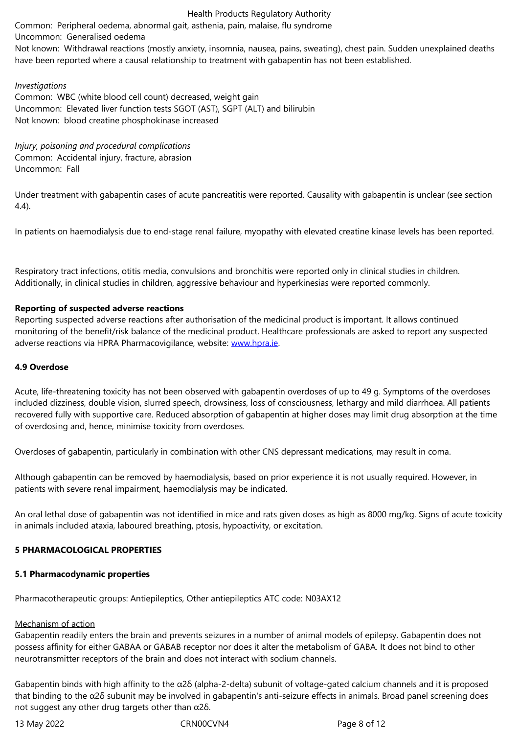Common: Peripheral oedema, abnormal gait, asthenia, pain, malaise, flu syndrome
Uncommon: Generalised oedema
Not known: Withdrawal reactions (mostly anxiety, insomnia, nausea, pains, sweating), chest pain. Sudden unexplained deaths have been reported where a causal relationship to treatment with gabapentin has not been established.

*Investigations*
Common: WBC (white blood cell count) decreased, weight gain
Uncommon: Elevated liver function tests SGOT (AST), SGPT (ALT) and bilirubin
Not known: blood creatine phosphokinase increased

*Injury, poisoning and procedural complications*
Common: Accidental injury, fracture, abrasion
Uncommon: Fall

Under treatment with gabapentin cases of acute pancreatitis were reported. Causality with gabapentin is unclear (see section 4.4).

In patients on haemodialysis due to end-stage renal failure, myopathy with elevated creatine kinase levels has been reported.

Respiratory tract infections, otitis media, convulsions and bronchitis were reported only in clinical studies in children. Additionally, in clinical studies in children, aggressive behaviour and hyperkinesias were reported commonly.

**Reporting of suspected adverse reactions**
Reporting suspected adverse reactions after authorisation of the medicinal product is important. It allows continued monitoring of the benefit/risk balance of the medicinal product. Healthcare professionals are asked to report any suspected adverse reactions via HPRA Pharmacovigilance, website: www.hpra.ie.

## 4.9 Overdose

Acute, life-threatening toxicity has not been observed with gabapentin overdoses of up to 49 g. Symptoms of the overdoses included dizziness, double vision, slurred speech, drowsiness, loss of consciousness, lethargy and mild diarrhoea. All patients recovered fully with supportive care. Reduced absorption of gabapentin at higher doses may limit drug absorption at the time of overdosing and, hence, minimise toxicity from overdoses.

Overdoses of gabapentin, particularly in combination with other CNS depressant medications, may result in coma.

Although gabapentin can be removed by haemodialysis, based on prior experience it is not usually required. However, in patients with severe renal impairment, haemodialysis may be indicated.

An oral lethal dose of gabapentin was not identified in mice and rats given doses as high as 8000 mg/kg. Signs of acute toxicity in animals included ataxia, laboured breathing, ptosis, hypoactivity, or excitation.

# 5 PHARMACOLOGICAL PROPERTIES

## 5.1 Pharmacodynamic properties

Pharmacotherapeutic groups: Antiepileptics, Other antiepileptics ATC code: N03AX12

Mechanism of action
Gabapentin readily enters the brain and prevents seizures in a number of animal models of epilepsy. Gabapentin does not possess affinity for either GABAA or GABAB receptor nor does it alter the metabolism of GABA. It does not bind to other neurotransmitter receptors of the brain and does not interact with sodium channels.

Gabapentin binds with high affinity to the α2δ (alpha-2-delta) subunit of voltage-gated calcium channels and it is proposed that binding to the α2δ subunit may be involved in gabapentin's anti-seizure effects in animals. Broad panel screening does not suggest any other drug targets other than α2δ.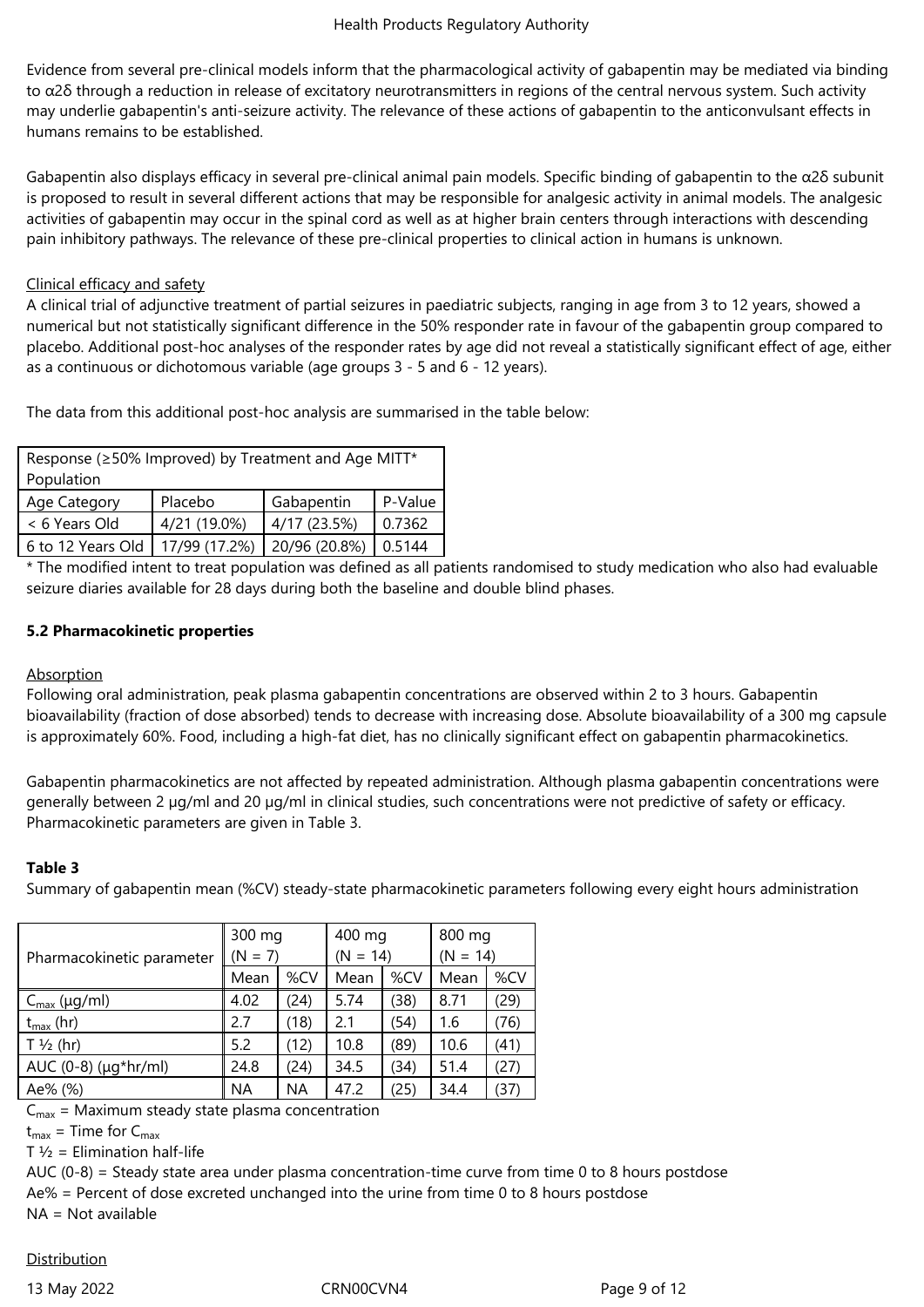Evidence from several pre-clinical models inform that the pharmacological activity of gabapentin may be mediated via binding to α2δ through a reduction in release of excitatory neurotransmitters in regions of the central nervous system. Such activity may underlie gabapentin's anti-seizure activity. The relevance of these actions of gabapentin to the anticonvulsant effects in humans remains to be established.

Gabapentin also displays efficacy in several pre-clinical animal pain models. Specific binding of gabapentin to the α2δ subunit is proposed to result in several different actions that may be responsible for analgesic activity in animal models. The analgesic activities of gabapentin may occur in the spinal cord as well as at higher brain centers through interactions with descending pain inhibitory pathways. The relevance of these pre-clinical properties to clinical action in humans is unknown.

Clinical efficacy and safety

A clinical trial of adjunctive treatment of partial seizures in paediatric subjects, ranging in age from 3 to 12 years, showed a numerical but not statistically significant difference in the 50% responder rate in favour of the gabapentin group compared to placebo. Additional post-hoc analyses of the responder rates by age did not reveal a statistically significant effect of age, either as a continuous or dichotomous variable (age groups 3 - 5 and 6 - 12 years).

The data from this additional post-hoc analysis are summarised in the table below:

| Response (≥50% Improved) by Treatment and Age MITT* Population | | | |
|---|---|---|---|
| Age Category | Placebo | Gabapentin | P-Value |
| < 6 Years Old | 4/21 (19.0%) | 4/17 (23.5%) | 0.7362 |
| 6 to 12 Years Old | 17/99 (17.2%) | 20/96 (20.8%) | 0.5144 |

* The modified intent to treat population was defined as all patients randomised to study medication who also had evaluable seizure diaries available for 28 days during both the baseline and double blind phases.

**5.2 Pharmacokinetic properties**

Absorption

Following oral administration, peak plasma gabapentin concentrations are observed within 2 to 3 hours. Gabapentin bioavailability (fraction of dose absorbed) tends to decrease with increasing dose. Absolute bioavailability of a 300 mg capsule is approximately 60%. Food, including a high-fat diet, has no clinically significant effect on gabapentin pharmacokinetics.

Gabapentin pharmacokinetics are not affected by repeated administration. Although plasma gabapentin concentrations were generally between 2 µg/ml and 20 µg/ml in clinical studies, such concentrations were not predictive of safety or efficacy. Pharmacokinetic parameters are given in Table 3.

**Table 3**

Summary of gabapentin mean (%CV) steady-state pharmacokinetic parameters following every eight hours administration

| Pharmacokinetic parameter | 300 mg (N = 7) | | 400 mg (N = 14) | | 800 mg (N = 14) | |
|---|---|---|---|---|---|---|
| | Mean | %CV | Mean | %CV | Mean | %CV |
| $C_{max}$ (µg/ml) | 4.02 | (24) | 5.74 | (38) | 8.71 | (29) |
| $t_{max}$ (hr) | 2.7 | (18) | 2.1 | (54) | 1.6 | (76) |
| T ½ (hr) | 5.2 | (12) | 10.8 | (89) | 10.6 | (41) |
| AUC (0-8) (µg*hr/ml) | 24.8 | (24) | 34.5 | (34) | 51.4 | (27) |
| Ae% (%) | NA | NA | 47.2 | (25) | 34.4 | (37) |

$C_{max}$ = Maximum steady state plasma concentration

$t_{max}$ = Time for $C_{max}$

T ½ = Elimination half-life

AUC (0-8) = Steady state area under plasma concentration-time curve from time 0 to 8 hours postdose

Ae% = Percent of dose excreted unchanged into the urine from time 0 to 8 hours postdose

NA = Not available

Distribution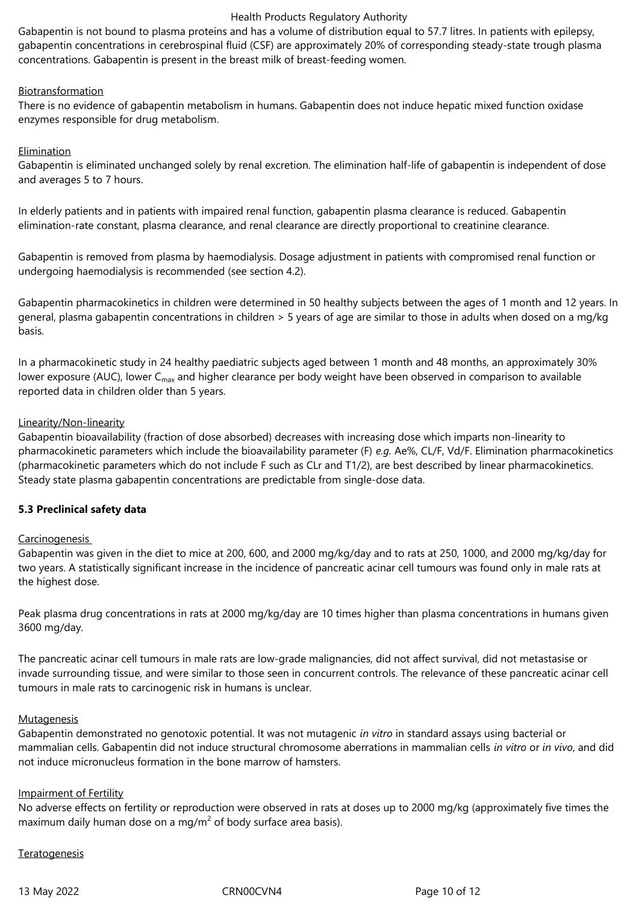Gabapentin is not bound to plasma proteins and has a volume of distribution equal to 57.7 litres. In patients with epilepsy, gabapentin concentrations in cerebrospinal fluid (CSF) are approximately 20% of corresponding steady-state trough plasma concentrations. Gabapentin is present in the breast milk of breast-feeding women.

Biotransformation

There is no evidence of gabapentin metabolism in humans. Gabapentin does not induce hepatic mixed function oxidase enzymes responsible for drug metabolism.

Elimination

Gabapentin is eliminated unchanged solely by renal excretion. The elimination half-life of gabapentin is independent of dose and averages 5 to 7 hours.

In elderly patients and in patients with impaired renal function, gabapentin plasma clearance is reduced. Gabapentin elimination-rate constant, plasma clearance, and renal clearance are directly proportional to creatinine clearance.

Gabapentin is removed from plasma by haemodialysis. Dosage adjustment in patients with compromised renal function or undergoing haemodialysis is recommended (see section 4.2).

Gabapentin pharmacokinetics in children were determined in 50 healthy subjects between the ages of 1 month and 12 years. In general, plasma gabapentin concentrations in children > 5 years of age are similar to those in adults when dosed on a mg/kg basis.

In a pharmacokinetic study in 24 healthy paediatric subjects aged between 1 month and 48 months, an approximately 30% lower exposure (AUC), lower $C_{max}$ and higher clearance per body weight have been observed in comparison to available reported data in children older than 5 years.

Linearity/Non-linearity

Gabapentin bioavailability (fraction of dose absorbed) decreases with increasing dose which imparts non-linearity to pharmacokinetic parameters which include the bioavailability parameter (F) *e.g.* Ae%, CL/F, Vd/F. Elimination pharmacokinetics (pharmacokinetic parameters which do not include F such as CLr and T1/2), are best described by linear pharmacokinetics. Steady state plasma gabapentin concentrations are predictable from single-dose data.

**5.3 Preclinical safety data**

Carcinogenesis

Gabapentin was given in the diet to mice at 200, 600, and 2000 mg/kg/day and to rats at 250, 1000, and 2000 mg/kg/day for two years. A statistically significant increase in the incidence of pancreatic acinar cell tumours was found only in male rats at the highest dose.

Peak plasma drug concentrations in rats at 2000 mg/kg/day are 10 times higher than plasma concentrations in humans given 3600 mg/day.

The pancreatic acinar cell tumours in male rats are low-grade malignancies, did not affect survival, did not metastasise or invade surrounding tissue, and were similar to those seen in concurrent controls. The relevance of these pancreatic acinar cell tumours in male rats to carcinogenic risk in humans is unclear.

Mutagenesis

Gabapentin demonstrated no genotoxic potential. It was not mutagenic *in vitro* in standard assays using bacterial or mammalian cells. Gabapentin did not induce structural chromosome aberrations in mammalian cells *in vitro* or *in vivo*, and did not induce micronucleus formation in the bone marrow of hamsters.

Impairment of Fertility

No adverse effects on fertility or reproduction were observed in rats at doses up to 2000 mg/kg (approximately five times the maximum daily human dose on a $mg/m^2$ of body surface area basis).

Teratogenesis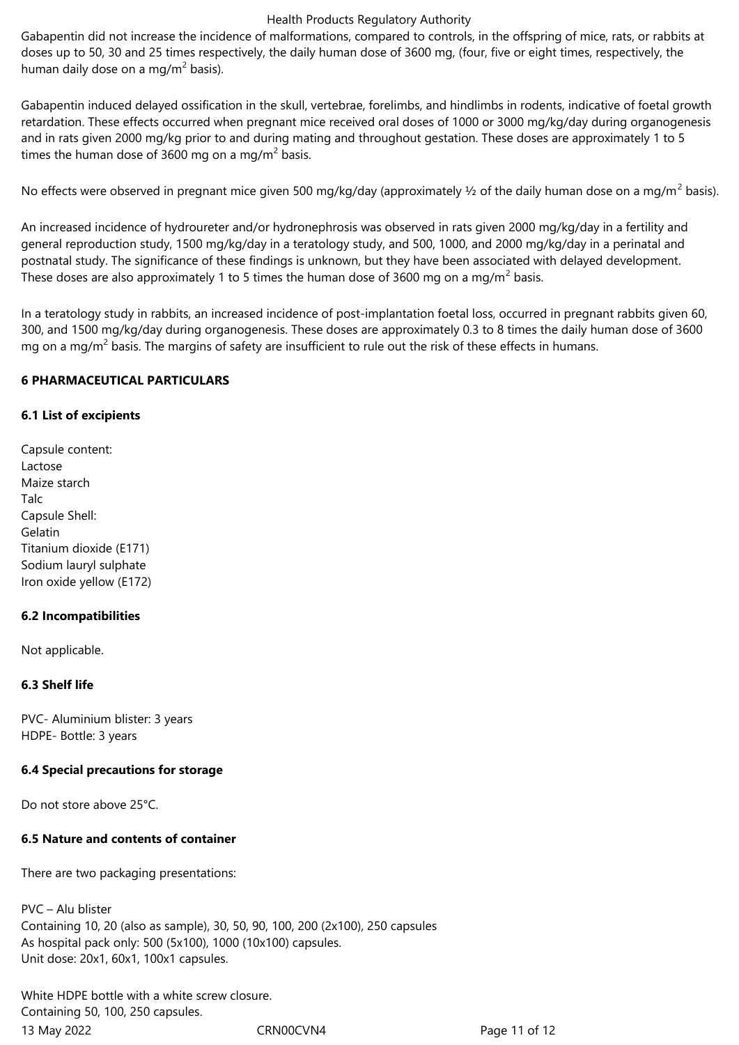Gabapentin did not increase the incidence of malformations, compared to controls, in the offspring of mice, rats, or rabbits at doses up to 50, 30 and 25 times respectively, the daily human dose of 3600 mg, (four, five or eight times, respectively, the human daily dose on a mg/$m^2$ basis).

Gabapentin induced delayed ossification in the skull, vertebrae, forelimbs, and hindlimbs in rodents, indicative of foetal growth retardation. These effects occurred when pregnant mice received oral doses of 1000 or 3000 mg/kg/day during organogenesis and in rats given 2000 mg/kg prior to and during mating and throughout gestation. These doses are approximately 1 to 5 times the human dose of 3600 mg on a mg/$m^2$ basis.

No effects were observed in pregnant mice given 500 mg/kg/day (approximately ½ of the daily human dose on a mg/$m^2$ basis).

An increased incidence of hydroureter and/or hydronephrosis was observed in rats given 2000 mg/kg/day in a fertility and general reproduction study, 1500 mg/kg/day in a teratology study, and 500, 1000, and 2000 mg/kg/day in a perinatal and postnatal study. The significance of these findings is unknown, but they have been associated with delayed development. These doses are also approximately 1 to 5 times the human dose of 3600 mg on a mg/$m^2$ basis.

In a teratology study in rabbits, an increased incidence of post-implantation foetal loss, occurred in pregnant rabbits given 60, 300, and 1500 mg/kg/day during organogenesis. These doses are approximately 0.3 to 8 times the daily human dose of 3600 mg on a mg/$m^2$ basis. The margins of safety are insufficient to rule out the risk of these effects in humans.

## 6 PHARMACEUTICAL PARTICULARS

### 6.1 List of excipients

Capsule content:
Lactose
Maize starch
Talc
Capsule Shell:
Gelatin
Titanium dioxide (E171)
Sodium lauryl sulphate
Iron oxide yellow (E172)

### 6.2 Incompatibilities

Not applicable.

### 6.3 Shelf life

PVC- Aluminium blister: 3 years
HDPE- Bottle: 3 years

### 6.4 Special precautions for storage

Do not store above 25°C.

### 6.5 Nature and contents of container

There are two packaging presentations:

PVC – Alu blister
Containing 10, 20 (also as sample), 30, 50, 90, 100, 200 (2x100), 250 capsules
As hospital pack only: 500 (5x100), 1000 (10x100) capsules.
Unit dose: 20x1, 60x1, 100x1 capsules.

White HDPE bottle with a white screw closure.
Containing 50, 100, 250 capsules.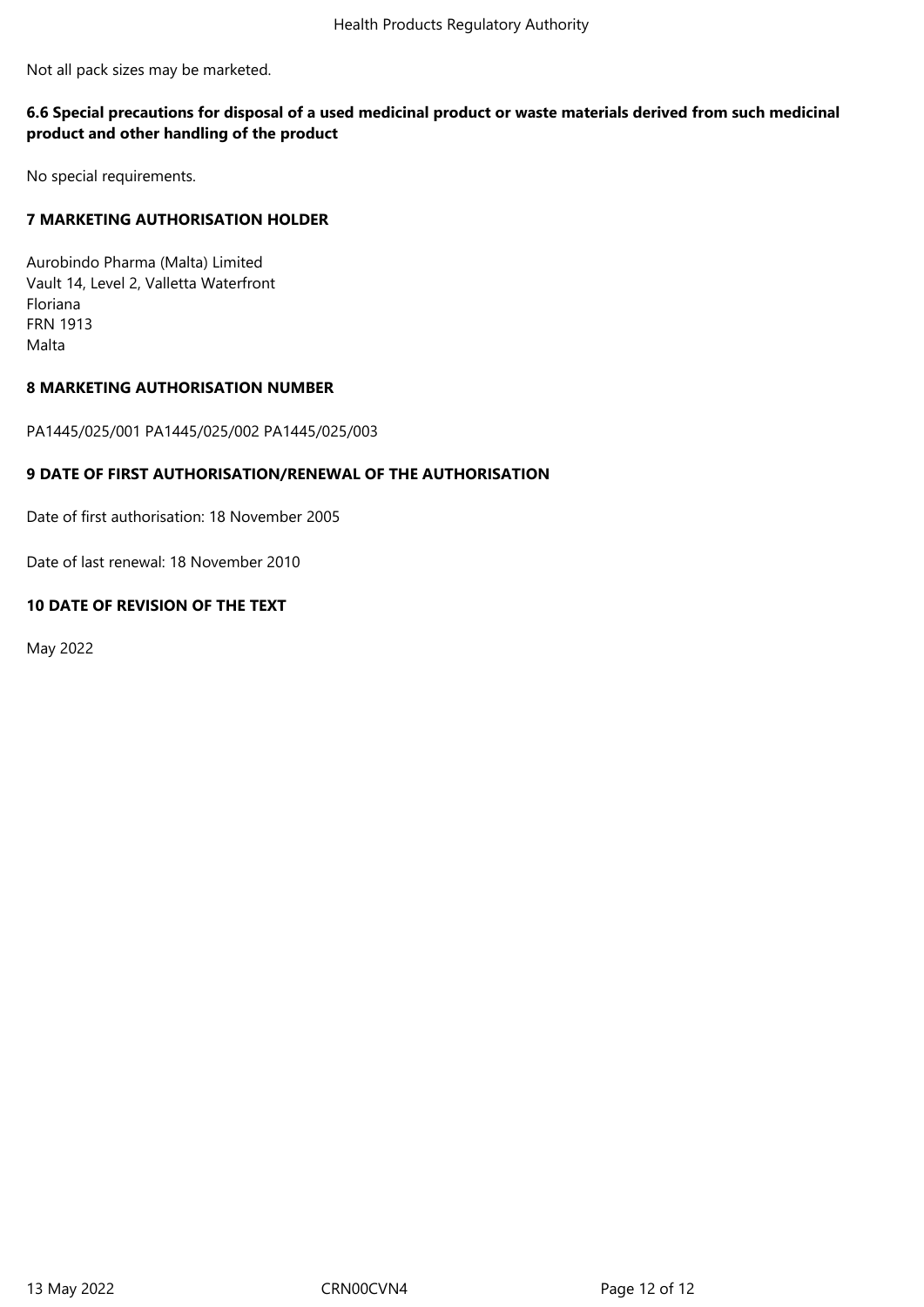Not all pack sizes may be marketed.

### 6.6 Special precautions for disposal of a used medicinal product or waste materials derived from such medicinal product and other handling of the product

No special requirements.

## 7 MARKETING AUTHORISATION HOLDER

Aurobindo Pharma (Malta) Limited
Vault 14, Level 2, Valletta Waterfront
Floriana
FRN 1913
Malta

## 8 MARKETING AUTHORISATION NUMBER

PA1445/025/001 PA1445/025/002 PA1445/025/003

## 9 DATE OF FIRST AUTHORISATION/RENEWAL OF THE AUTHORISATION

Date of first authorisation: 18 November 2005

Date of last renewal: 18 November 2010

## 10 DATE OF REVISION OF THE TEXT

May 2022